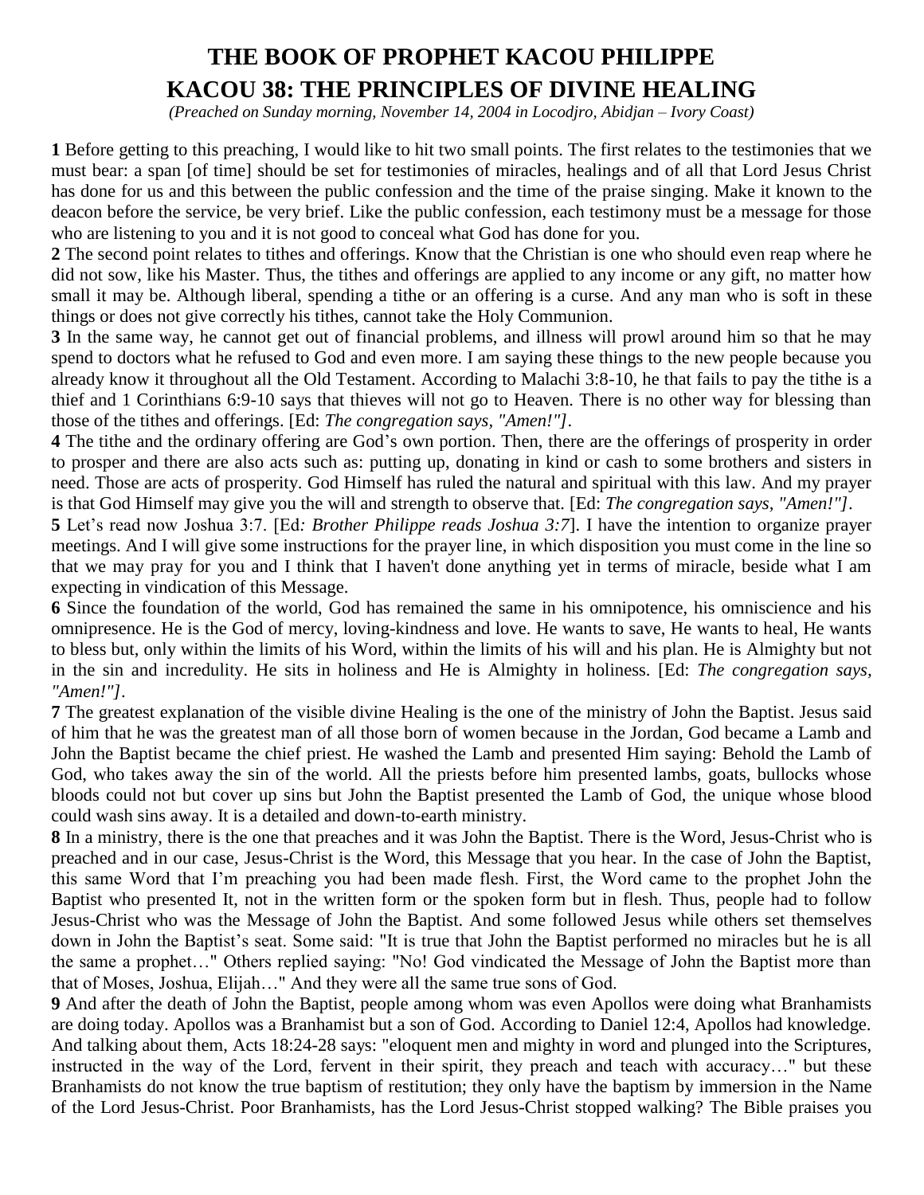# THE BOOK OF PROPHET KACOU PHILIPPE

# KACOU 38: THE PRINCIPLES OF DIVINE HEALING

*(Preached on Sunday morning, November 14, 2004 in Locodjro, Abidjan – Ivory Coast)*

**1** Before getting to this preaching, I would like to hit two small points. The first relates to the testimonies that we must bear: a span [of time] should be set for testimonies of miracles, healings and of all that Lord Jesus Christ has done for us and this between the public confession and the time of the praise singing. Make it known to the deacon before the service, be very brief. Like the public confession, each testimony must be a message for those who are listening to you and it is not good to conceal what God has done for you.

**2** The second point relates to tithes and offerings. Know that the Christian is one who should even reap where he did not sow, like his Master. Thus, the tithes and offerings are applied to any income or any gift, no matter how small it may be. Although liberal, spending a tithe or an offering is a curse. And any man who is soft in these things or does not give correctly his tithes, cannot take the Holy Communion.

**3** In the same way, he cannot get out of financial problems, and illness will prowl around him so that he may spend to doctors what he refused to God and even more. I am saying these things to the new people because you already know it throughout all the Old Testament. According to Malachi 3:8-10, he that fails to pay the tithe is a thief and 1 Corinthians 6:9-10 says that thieves will not go to Heaven. There is no other way for blessing than those of the tithes and offerings. [Ed: *The congregation says, "Amen!"]*.

**4** The tithe and the ordinary offering are God's own portion. Then, there are the offerings of prosperity in order to prosper and there are also acts such as: putting up, donating in kind or cash to some brothers and sisters in need. Those are acts of prosperity. God Himself has ruled the natural and spiritual with this law. And my prayer is that God Himself may give you the will and strength to observe that. [Ed: *The congregation says, "Amen!"]*.

**5** Let's read now Joshua 3:7. [Ed*: Brother Philippe reads Joshua 3:7*]. I have the intention to organize prayer meetings. And I will give some instructions for the prayer line, in which disposition you must come in the line so that we may pray for you and I think that I haven't done anything yet in terms of miracle, beside what I am expecting in vindication of this Message.

**6** Since the foundation of the world, God has remained the same in his omnipotence, his omniscience and his omnipresence. He is the God of mercy, loving-kindness and love. He wants to save, He wants to heal, He wants to bless but, only within the limits of his Word, within the limits of his will and his plan. He is Almighty but not in the sin and incredulity. He sits in holiness and He is Almighty in holiness. [Ed: *The congregation says, "Amen!"]*.

**7** The greatest explanation of the visible divine Healing is the one of the ministry of John the Baptist. Jesus said of him that he was the greatest man of all those born of women because in the Jordan, God became a Lamb and John the Baptist became the chief priest. He washed the Lamb and presented Him saying: Behold the Lamb of God, who takes away the sin of the world. All the priests before him presented lambs, goats, bullocks whose bloods could not but cover up sins but John the Baptist presented the Lamb of God, the unique whose blood could wash sins away. It is a detailed and down-to-earth ministry.

**8** In a ministry, there is the one that preaches and it was John the Baptist. There is the Word, Jesus-Christ who is preached and in our case, Jesus-Christ is the Word, this Message that you hear. In the case of John the Baptist, this same Word that I'm preaching you had been made flesh. First, the Word came to the prophet John the Baptist who presented It, not in the written form or the spoken form but in flesh. Thus, people had to follow Jesus-Christ who was the Message of John the Baptist. And some followed Jesus while others set themselves down in John the Baptist's seat. Some said: "It is true that John the Baptist performed no miracles but he is all the same a prophet…" Others replied saying: "No! God vindicated the Message of John the Baptist more than that of Moses, Joshua, Elijah…" And they were all the same true sons of God.

**9** And after the death of John the Baptist, people among whom was even Apollos were doing what Branhamists are doing today. Apollos was a Branhamist but a son of God. According to Daniel 12:4, Apollos had knowledge. And talking about them, Acts 18:24-28 says: "eloquent men and mighty in word and plunged into the Scriptures, instructed in the way of the Lord, fervent in their spirit, they preach and teach with accuracy…" but these Branhamists do not know the true baptism of restitution; they only have the baptism by immersion in the Name of the Lord Jesus-Christ. Poor Branhamists, has the Lord Jesus-Christ stopped walking? The Bible praises you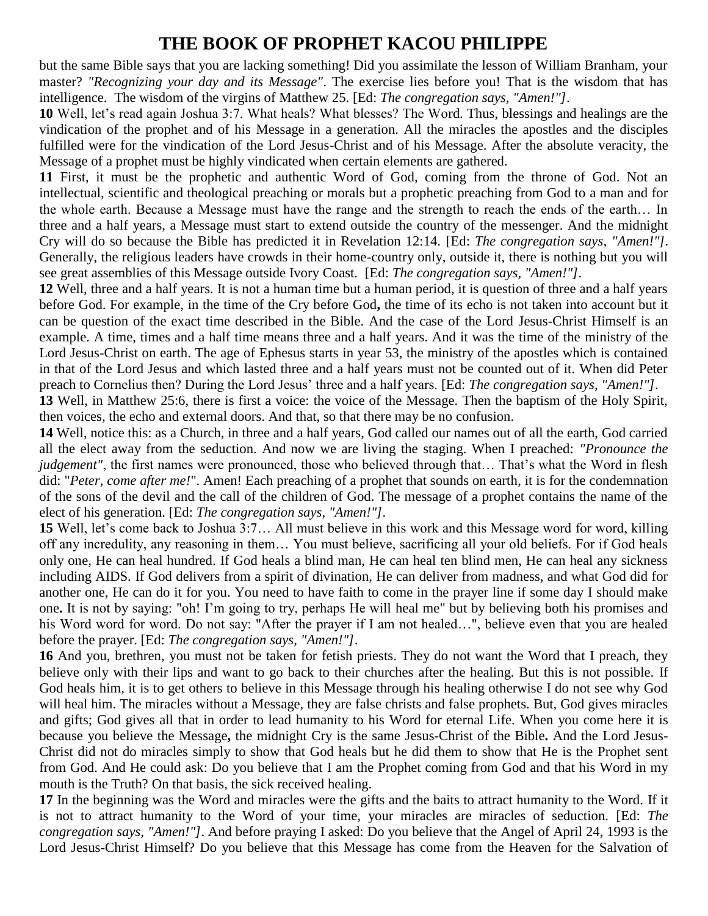but the same Bible says that you are lacking something! Did you assimilate the lesson of William Branham, your master? *"Recognizing your day and its Message"*. The exercise lies before you! That is the wisdom that has intelligence. The wisdom of the virgins of Matthew 25. [Ed: *The congregation says, "Amen!"]*.

**10** Well, let's read again Joshua 3:7. What heals? What blesses? The Word. Thus, blessings and healings are the vindication of the prophet and of his Message in a generation. All the miracles the apostles and the disciples fulfilled were for the vindication of the Lord Jesus-Christ and of his Message. After the absolute veracity, the Message of a prophet must be highly vindicated when certain elements are gathered.

**11** First, it must be the prophetic and authentic Word of God, coming from the throne of God. Not an intellectual, scientific and theological preaching or morals but a prophetic preaching from God to a man and for the whole earth. Because a Message must have the range and the strength to reach the ends of the earth… In three and a half years, a Message must start to extend outside the country of the messenger. And the midnight Cry will do so because the Bible has predicted it in Revelation 12:14. [Ed: *The congregation says, "Amen!"]*. Generally, the religious leaders have crowds in their home-country only, outside it, there is nothing but you will see great assemblies of this Message outside Ivory Coast. [Ed: *The congregation says, "Amen!"]*.

**12** Well, three and a half years. It is not a human time but a human period, it is question of three and a half years before God. For example, in the time of the Cry before God**,** the time of its echo is not taken into account but it can be question of the exact time described in the Bible. And the case of the Lord Jesus-Christ Himself is an example. A time, times and a half time means three and a half years. And it was the time of the ministry of the Lord Jesus-Christ on earth. The age of Ephesus starts in year 53, the ministry of the apostles which is contained in that of the Lord Jesus and which lasted three and a half years must not be counted out of it. When did Peter preach to Cornelius then? During the Lord Jesus' three and a half years. [Ed: *The congregation says, "Amen!"]*.

**13** Well, in Matthew 25:6, there is first a voice: the voice of the Message. Then the baptism of the Holy Spirit, then voices, the echo and external doors. And that, so that there may be no confusion.

**14** Well, notice this: as a Church, in three and a half years, God called our names out of all the earth, God carried all the elect away from the seduction. And now we are living the staging. When I preached: *"Pronounce the judgement"*, the first names were pronounced, those who believed through that… That's what the Word in flesh did: "*Peter, come after me!*". Amen! Each preaching of a prophet that sounds on earth, it is for the condemnation of the sons of the devil and the call of the children of God. The message of a prophet contains the name of the elect of his generation. [Ed: *The congregation says, "Amen!"]*.

**15** Well, let's come back to Joshua 3:7… All must believe in this work and this Message word for word, killing off any incredulity, any reasoning in them… You must believe, sacrificing all your old beliefs. For if God heals only one, He can heal hundred. If God heals a blind man, He can heal ten blind men, He can heal any sickness including AIDS. If God delivers from a spirit of divination, He can deliver from madness, and what God did for another one, He can do it for you. You need to have faith to come in the prayer line if some day I should make one**.** It is not by saying: "oh! I'm going to try, perhaps He will heal me" but by believing both his promises and his Word word for word. Do not say: "After the prayer if I am not healed…", believe even that you are healed before the prayer. [Ed: *The congregation says, "Amen!"]*.

**16** And you, brethren, you must not be taken for fetish priests. They do not want the Word that I preach, they believe only with their lips and want to go back to their churches after the healing. But this is not possible. If God heals him, it is to get others to believe in this Message through his healing otherwise I do not see why God will heal him. The miracles without a Message, they are false christs and false prophets. But, God gives miracles and gifts; God gives all that in order to lead humanity to his Word for eternal Life. When you come here it is because you believe the Message**,** the midnight Cry is the same Jesus-Christ of the Bible**.** And the Lord Jesus-Christ did not do miracles simply to show that God heals but he did them to show that He is the Prophet sent from God. And He could ask: Do you believe that I am the Prophet coming from God and that his Word in my mouth is the Truth? On that basis, the sick received healing.

**17** In the beginning was the Word and miracles were the gifts and the baits to attract humanity to the Word. If it is not to attract humanity to the Word of your time, your miracles are miracles of seduction. [Ed: *The congregation says, "Amen!"]*. And before praying I asked: Do you believe that the Angel of April 24, 1993 is the Lord Jesus-Christ Himself? Do you believe that this Message has come from the Heaven for the Salvation of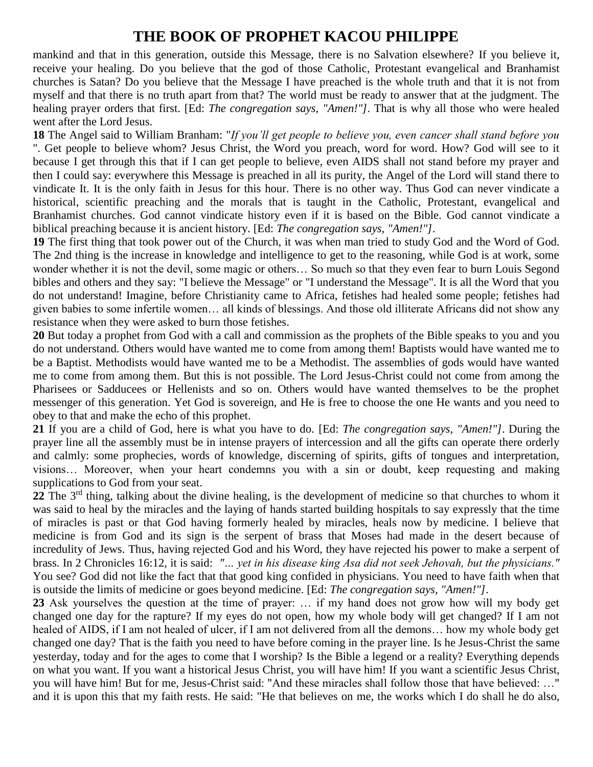mankind and that in this generation, outside this Message, there is no Salvation elsewhere? If you believe it, receive your healing. Do you believe that the god of those Catholic, Protestant evangelical and Branhamist churches is Satan? Do you believe that the Message I have preached is the whole truth and that it is not from myself and that there is no truth apart from that? The world must be ready to answer that at the judgment. The healing prayer orders that first. [Ed: *The congregation says, "Amen!"]*. That is why all those who were healed went after the Lord Jesus.

**18** The Angel said to William Branham: "*If you'll get people to believe you, even cancer shall stand before you* ". Get people to believe whom? Jesus Christ, the Word you preach, word for word. How? God will see to it because I get through this that if I can get people to believe, even AIDS shall not stand before my prayer and then I could say: everywhere this Message is preached in all its purity, the Angel of the Lord will stand there to vindicate It. It is the only faith in Jesus for this hour. There is no other way. Thus God can never vindicate a historical, scientific preaching and the morals that is taught in the Catholic, Protestant, evangelical and Branhamist churches. God cannot vindicate history even if it is based on the Bible. God cannot vindicate a biblical preaching because it is ancient history. [Ed: *The congregation says, "Amen!"]*.

**19** The first thing that took power out of the Church, it was when man tried to study God and the Word of God. The 2nd thing is the increase in knowledge and intelligence to get to the reasoning, while God is at work, some wonder whether it is not the devil, some magic or others… So much so that they even fear to burn Louis Segond bibles and others and they say: "I believe the Message" or "I understand the Message". It is all the Word that you do not understand! Imagine, before Christianity came to Africa, fetishes had healed some people; fetishes had given babies to some infertile women… all kinds of blessings. And those old illiterate Africans did not show any resistance when they were asked to burn those fetishes.

**20** But today a prophet from God with a call and commission as the prophets of the Bible speaks to you and you do not understand. Others would have wanted me to come from among them! Baptists would have wanted me to be a Baptist. Methodists would have wanted me to be a Methodist. The assemblies of gods would have wanted me to come from among them. But this is not possible. The Lord Jesus-Christ could not come from among the Pharisees or Sadducees or Hellenists and so on. Others would have wanted themselves to be the prophet messenger of this generation. Yet God is sovereign, and He is free to choose the one He wants and you need to obey to that and make the echo of this prophet.

**21** If you are a child of God, here is what you have to do. [Ed: *The congregation says, "Amen!"]*. During the prayer line all the assembly must be in intense prayers of intercession and all the gifts can operate there orderly and calmly: some prophecies, words of knowledge, discerning of spirits, gifts of tongues and interpretation, visions… Moreover, when your heart condemns you with a sin or doubt, keep requesting and making supplications to God from your seat.

**22** The 3rd thing, talking about the divine healing, is the development of medicine so that churches to whom it was said to heal by the miracles and the laying of hands started building hospitals to say expressly that the time of miracles is past or that God having formerly healed by miracles, heals now by medicine. I believe that medicine is from God and its sign is the serpent of brass that Moses had made in the desert because of incredulity of Jews. Thus, having rejected God and his Word, they have rejected his power to make a serpent of brass. In 2 Chronicles 16:12, it is said: *"... yet in his disease king Asa did not seek Jehovah, but the physicians."* You see? God did not like the fact that that good king confided in physicians. You need to have faith when that is outside the limits of medicine or goes beyond medicine. [Ed: *The congregation says, "Amen!"]*.

**23** Ask yourselves the question at the time of prayer: … if my hand does not grow how will my body get changed one day for the rapture? If my eyes do not open, how my whole body will get changed? If I am not healed of AIDS, if I am not healed of ulcer, if I am not delivered from all the demons… how my whole body get changed one day? That is the faith you need to have before coming in the prayer line. Is he Jesus-Christ the same yesterday, today and for the ages to come that I worship? Is the Bible a legend or a reality? Everything depends on what you want. If you want a historical Jesus Christ, you will have him! If you want a scientific Jesus Christ, you will have him! But for me, Jesus-Christ said: "And these miracles shall follow those that have believed: …" and it is upon this that my faith rests. He said: "He that believes on me, the works which I do shall he do also,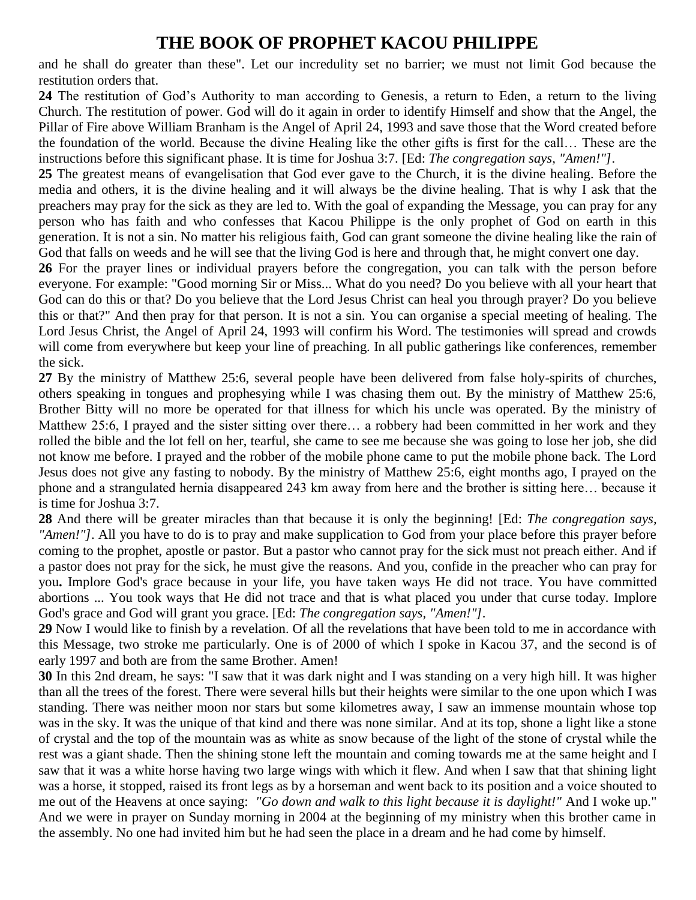and he shall do greater than these". Let our incredulity set no barrier; we must not limit God because the restitution orders that.

**24** The restitution of God's Authority to man according to Genesis, a return to Eden, a return to the living Church. The restitution of power. God will do it again in order to identify Himself and show that the Angel, the Pillar of Fire above William Branham is the Angel of April 24, 1993 and save those that the Word created before the foundation of the world. Because the divine Healing like the other gifts is first for the call… These are the instructions before this significant phase. It is time for Joshua 3:7. [Ed: *The congregation says, "Amen!"]*.

**25** The greatest means of evangelisation that God ever gave to the Church, it is the divine healing. Before the media and others, it is the divine healing and it will always be the divine healing. That is why I ask that the preachers may pray for the sick as they are led to. With the goal of expanding the Message, you can pray for any person who has faith and who confesses that Kacou Philippe is the only prophet of God on earth in this generation. It is not a sin. No matter his religious faith, God can grant someone the divine healing like the rain of God that falls on weeds and he will see that the living God is here and through that, he might convert one day.

**26** For the prayer lines or individual prayers before the congregation, you can talk with the person before everyone. For example: "Good morning Sir or Miss... What do you need? Do you believe with all your heart that God can do this or that? Do you believe that the Lord Jesus Christ can heal you through prayer? Do you believe this or that?" And then pray for that person. It is not a sin. You can organise a special meeting of healing. The Lord Jesus Christ, the Angel of April 24, 1993 will confirm his Word. The testimonies will spread and crowds will come from everywhere but keep your line of preaching. In all public gatherings like conferences, remember the sick.

**27** By the ministry of Matthew 25:6, several people have been delivered from false holy-spirits of churches, others speaking in tongues and prophesying while I was chasing them out. By the ministry of Matthew 25:6, Brother Bitty will no more be operated for that illness for which his uncle was operated. By the ministry of Matthew 25:6, I prayed and the sister sitting over there… a robbery had been committed in her work and they rolled the bible and the lot fell on her, tearful, she came to see me because she was going to lose her job, she did not know me before. I prayed and the robber of the mobile phone came to put the mobile phone back. The Lord Jesus does not give any fasting to nobody. By the ministry of Matthew 25:6, eight months ago, I prayed on the phone and a strangulated hernia disappeared 243 km away from here and the brother is sitting here… because it is time for Joshua 3:7.

**28** And there will be greater miracles than that because it is only the beginning! [Ed: *The congregation says, "Amen!"]*. All you have to do is to pray and make supplication to God from your place before this prayer before coming to the prophet, apostle or pastor. But a pastor who cannot pray for the sick must not preach either. And if a pastor does not pray for the sick, he must give the reasons. And you, confide in the preacher who can pray for you**.** Implore God's grace because in your life, you have taken ways He did not trace. You have committed abortions ... You took ways that He did not trace and that is what placed you under that curse today. Implore God's grace and God will grant you grace. [Ed: *The congregation says, "Amen!"]*.

**29** Now I would like to finish by a revelation. Of all the revelations that have been told to me in accordance with this Message, two stroke me particularly. One is of 2000 of which I spoke in Kacou 37, and the second is of early 1997 and both are from the same Brother. Amen!

**30** In this 2nd dream, he says: "I saw that it was dark night and I was standing on a very high hill. It was higher than all the trees of the forest. There were several hills but their heights were similar to the one upon which I was standing. There was neither moon nor stars but some kilometres away, I saw an immense mountain whose top was in the sky. It was the unique of that kind and there was none similar. And at its top, shone a light like a stone of crystal and the top of the mountain was as white as snow because of the light of the stone of crystal while the rest was a giant shade. Then the shining stone left the mountain and coming towards me at the same height and I saw that it was a white horse having two large wings with which it flew. And when I saw that that shining light was a horse, it stopped, raised its front legs as by a horseman and went back to its position and a voice shouted to me out of the Heavens at once saying: *"Go down and walk to this light because it is daylight!"* And I woke up." And we were in prayer on Sunday morning in 2004 at the beginning of my ministry when this brother came in the assembly. No one had invited him but he had seen the place in a dream and he had come by himself.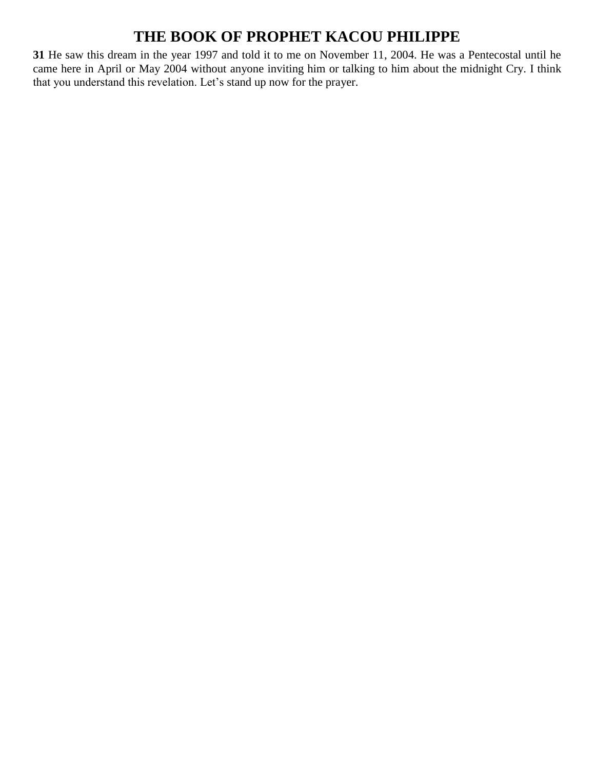**31** He saw this dream in the year 1997 and told it to me on November 11, 2004. He was a Pentecostal until he came here in April or May 2004 without anyone inviting him or talking to him about the midnight Cry. I think that you understand this revelation. Let's stand up now for the prayer.